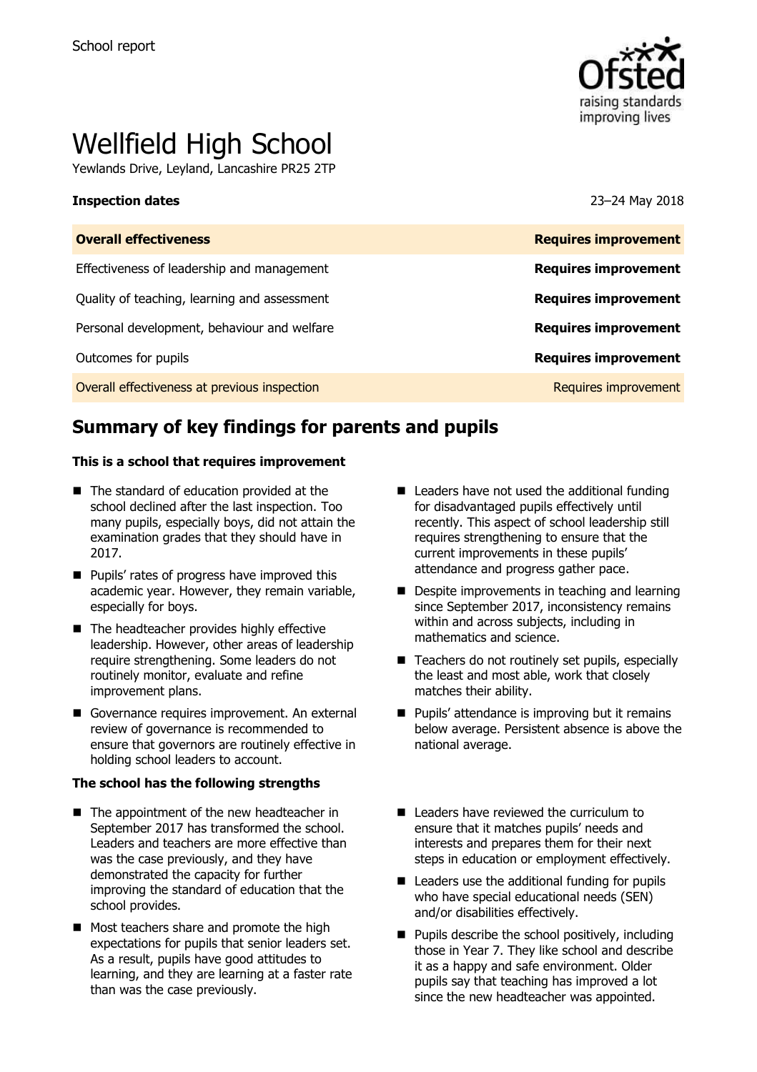School report

# Wellfield High School

Yewlands Drive, Leyland, Lancashire PR25 2TP

| **Inspection dates** | 23–24 May 2018 |
| --- | --- |
| **Overall effectiveness** | **Requires improvement** |
| Effectiveness of leadership and management | **Requires improvement** |
| Quality of teaching, learning and assessment | **Requires improvement** |
| Personal development, behaviour and welfare | **Requires improvement** |
| Outcomes for pupils | **Requires improvement** |
| Overall effectiveness at previous inspection | Requires improvement |

## Summary of key findings for parents and pupils

**This is a school that requires improvement**

- The standard of education provided at the school declined after the last inspection. Too many pupils, especially boys, did not attain the examination grades that they should have in 2017.
- Pupils' rates of progress have improved this academic year. However, they remain variable, especially for boys.
- The headteacher provides highly effective leadership. However, other areas of leadership require strengthening. Some leaders do not routinely monitor, evaluate and refine improvement plans.
- Governance requires improvement. An external review of governance is recommended to ensure that governors are routinely effective in holding school leaders to account.
- Leaders have not used the additional funding for disadvantaged pupils effectively until recently. This aspect of school leadership still requires strengthening to ensure that the current improvements in these pupils' attendance and progress gather pace.
- Despite improvements in teaching and learning since September 2017, inconsistency remains within and across subjects, including in mathematics and science.
- Teachers do not routinely set pupils, especially the least and most able, work that closely matches their ability.
- Pupils' attendance is improving but it remains below average. Persistent absence is above the national average.

**The school has the following strengths**

- The appointment of the new headteacher in September 2017 has transformed the school. Leaders and teachers are more effective than was the case previously, and they have demonstrated the capacity for further improving the standard of education that the school provides.
- Most teachers share and promote the high expectations for pupils that senior leaders set. As a result, pupils have good attitudes to learning, and they are learning at a faster rate than was the case previously.
- Leaders have reviewed the curriculum to ensure that it matches pupils' needs and interests and prepares them for their next steps in education or employment effectively.
- Leaders use the additional funding for pupils who have special educational needs (SEN) and/or disabilities effectively.
- Pupils describe the school positively, including those in Year 7. They like school and describe it as a happy and safe environment. Older pupils say that teaching has improved a lot since the new headteacher was appointed.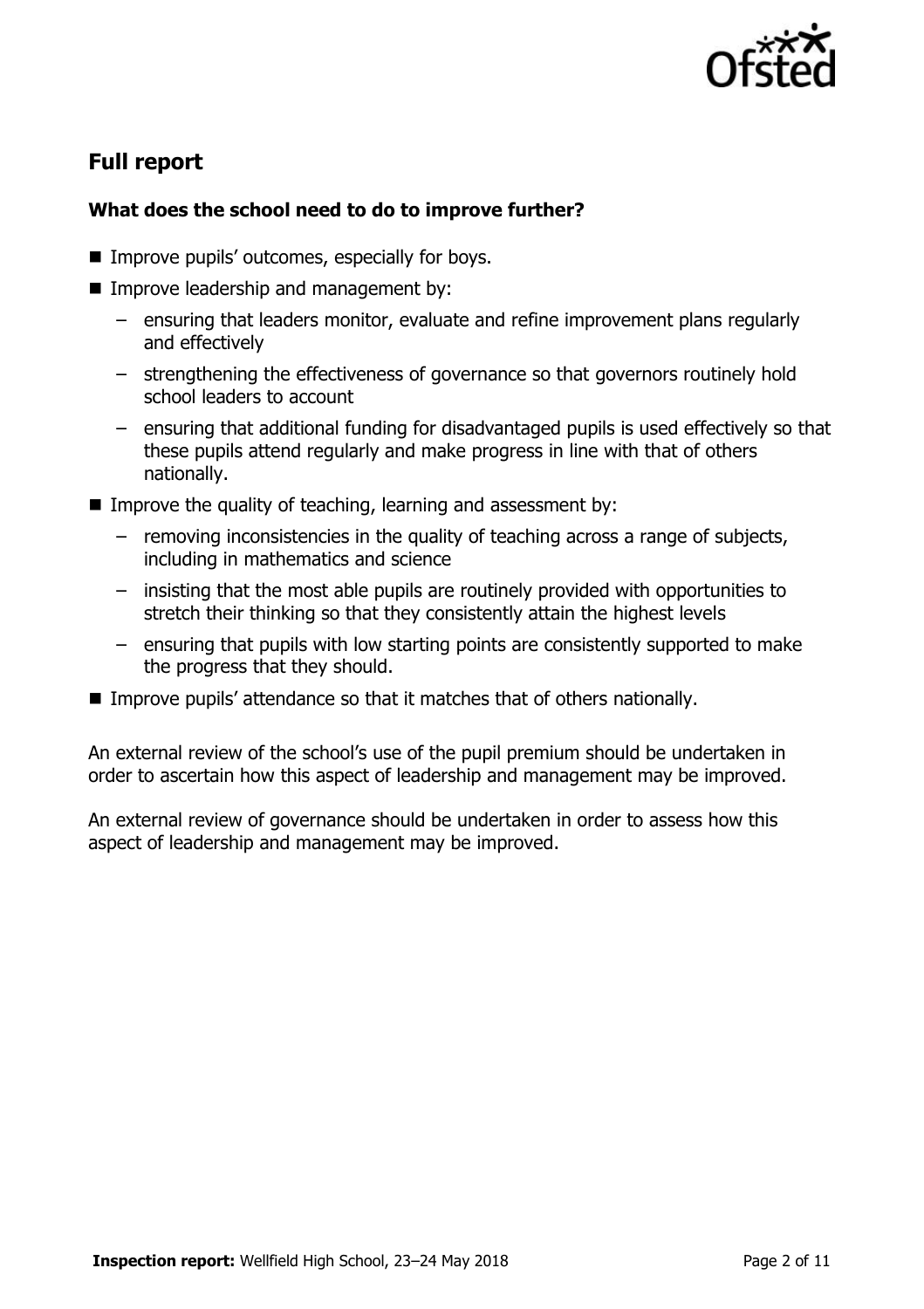## Full report

### What does the school need to do to improve further?

- Improve pupils' outcomes, especially for boys.
- Improve leadership and management by:
  - ensuring that leaders monitor, evaluate and refine improvement plans regularly and effectively
  - strengthening the effectiveness of governance so that governors routinely hold school leaders to account
  - ensuring that additional funding for disadvantaged pupils is used effectively so that these pupils attend regularly and make progress in line with that of others nationally.
- Improve the quality of teaching, learning and assessment by:
  - removing inconsistencies in the quality of teaching across a range of subjects, including in mathematics and science
  - insisting that the most able pupils are routinely provided with opportunities to stretch their thinking so that they consistently attain the highest levels
  - ensuring that pupils with low starting points are consistently supported to make the progress that they should.
- Improve pupils' attendance so that it matches that of others nationally.

An external review of the school's use of the pupil premium should be undertaken in order to ascertain how this aspect of leadership and management may be improved.

An external review of governance should be undertaken in order to assess how this aspect of leadership and management may be improved.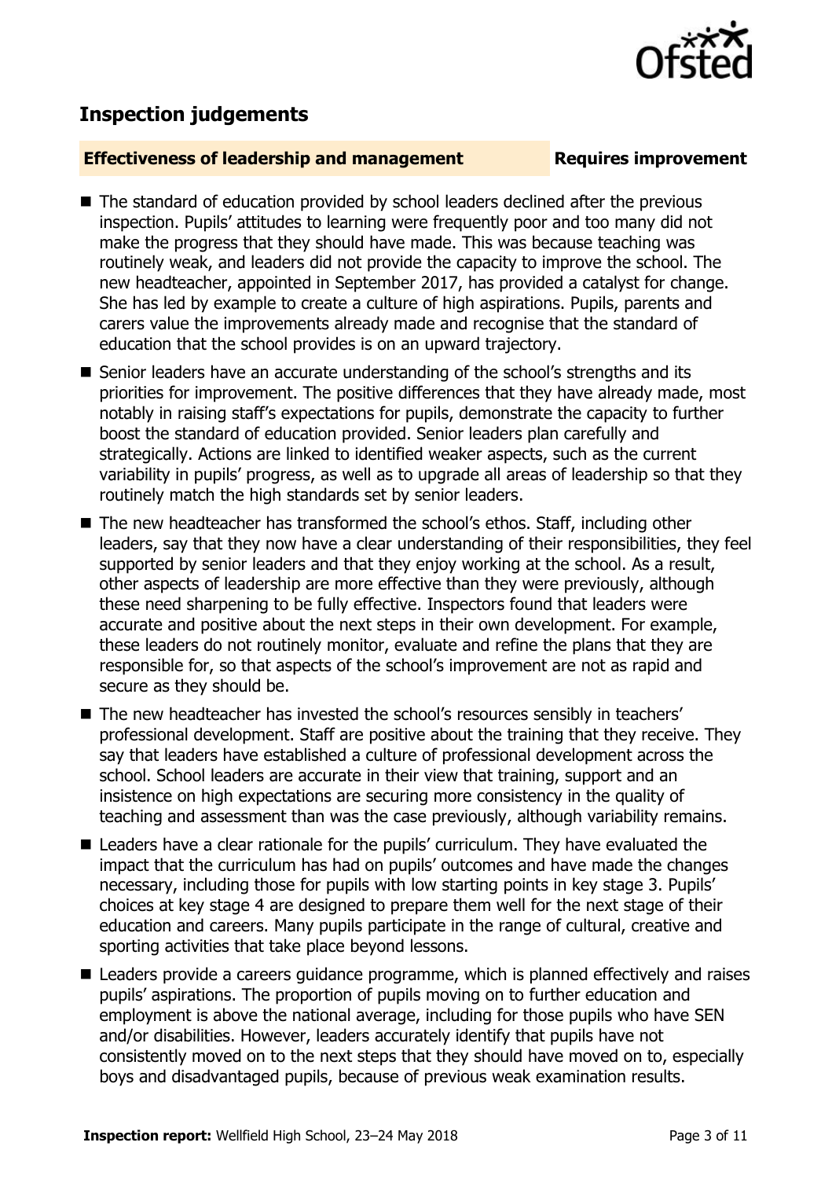## Inspection judgements

### Effectiveness of leadership and management — Requires improvement

- The standard of education provided by school leaders declined after the previous inspection. Pupils' attitudes to learning were frequently poor and too many did not make the progress that they should have made. This was because teaching was routinely weak, and leaders did not provide the capacity to improve the school. The new headteacher, appointed in September 2017, has provided a catalyst for change. She has led by example to create a culture of high aspirations. Pupils, parents and carers value the improvements already made and recognise that the standard of education that the school provides is on an upward trajectory.
- Senior leaders have an accurate understanding of the school's strengths and its priorities for improvement. The positive differences that they have already made, most notably in raising staff's expectations for pupils, demonstrate the capacity to further boost the standard of education provided. Senior leaders plan carefully and strategically. Actions are linked to identified weaker aspects, such as the current variability in pupils' progress, as well as to upgrade all areas of leadership so that they routinely match the high standards set by senior leaders.
- The new headteacher has transformed the school's ethos. Staff, including other leaders, say that they now have a clear understanding of their responsibilities, they feel supported by senior leaders and that they enjoy working at the school. As a result, other aspects of leadership are more effective than they were previously, although these need sharpening to be fully effective. Inspectors found that leaders were accurate and positive about the next steps in their own development. For example, these leaders do not routinely monitor, evaluate and refine the plans that they are responsible for, so that aspects of the school's improvement are not as rapid and secure as they should be.
- The new headteacher has invested the school's resources sensibly in teachers' professional development. Staff are positive about the training that they receive. They say that leaders have established a culture of professional development across the school. School leaders are accurate in their view that training, support and an insistence on high expectations are securing more consistency in the quality of teaching and assessment than was the case previously, although variability remains.
- Leaders have a clear rationale for the pupils' curriculum. They have evaluated the impact that the curriculum has had on pupils' outcomes and have made the changes necessary, including those for pupils with low starting points in key stage 3. Pupils' choices at key stage 4 are designed to prepare them well for the next stage of their education and careers. Many pupils participate in the range of cultural, creative and sporting activities that take place beyond lessons.
- Leaders provide a careers guidance programme, which is planned effectively and raises pupils' aspirations. The proportion of pupils moving on to further education and employment is above the national average, including for those pupils who have SEN and/or disabilities. However, leaders accurately identify that pupils have not consistently moved on to the next steps that they should have moved on to, especially boys and disadvantaged pupils, because of previous weak examination results.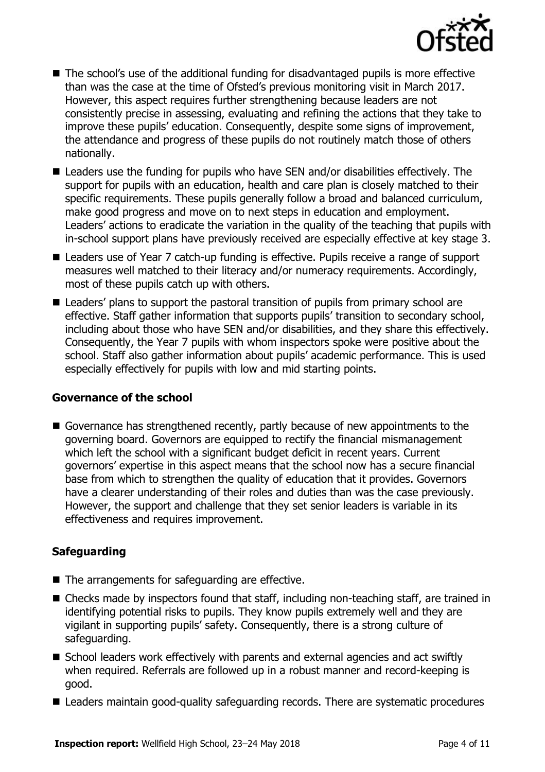- The school's use of the additional funding for disadvantaged pupils is more effective than was the case at the time of Ofsted's previous monitoring visit in March 2017. However, this aspect requires further strengthening because leaders are not consistently precise in assessing, evaluating and refining the actions that they take to improve these pupils' education. Consequently, despite some signs of improvement, the attendance and progress of these pupils do not routinely match those of others nationally.
- Leaders use the funding for pupils who have SEN and/or disabilities effectively. The support for pupils with an education, health and care plan is closely matched to their specific requirements. These pupils generally follow a broad and balanced curriculum, make good progress and move on to next steps in education and employment. Leaders' actions to eradicate the variation in the quality of the teaching that pupils with in-school support plans have previously received are especially effective at key stage 3.
- Leaders use of Year 7 catch-up funding is effective. Pupils receive a range of support measures well matched to their literacy and/or numeracy requirements. Accordingly, most of these pupils catch up with others.
- Leaders' plans to support the pastoral transition of pupils from primary school are effective. Staff gather information that supports pupils' transition to secondary school, including about those who have SEN and/or disabilities, and they share this effectively. Consequently, the Year 7 pupils with whom inspectors spoke were positive about the school. Staff also gather information about pupils' academic performance. This is used especially effectively for pupils with low and mid starting points.

### Governance of the school

- Governance has strengthened recently, partly because of new appointments to the governing board. Governors are equipped to rectify the financial mismanagement which left the school with a significant budget deficit in recent years. Current governors' expertise in this aspect means that the school now has a secure financial base from which to strengthen the quality of education that it provides. Governors have a clearer understanding of their roles and duties than was the case previously. However, the support and challenge that they set senior leaders is variable in its effectiveness and requires improvement.

### Safeguarding

- The arrangements for safeguarding are effective.
- Checks made by inspectors found that staff, including non-teaching staff, are trained in identifying potential risks to pupils. They know pupils extremely well and they are vigilant in supporting pupils' safety. Consequently, there is a strong culture of safeguarding.
- School leaders work effectively with parents and external agencies and act swiftly when required. Referrals are followed up in a robust manner and record-keeping is good.
- Leaders maintain good-quality safeguarding records. There are systematic procedures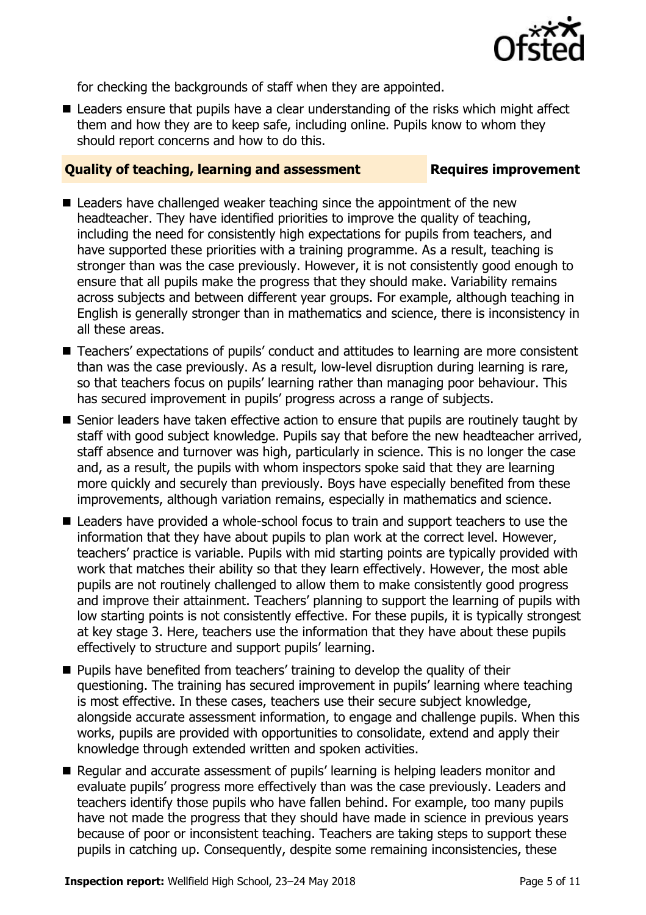for checking the backgrounds of staff when they are appointed.

- Leaders ensure that pupils have a clear understanding of the risks which might affect them and how they are to keep safe, including online. Pupils know to whom they should report concerns and how to do this.

## Quality of teaching, learning and assessment — Requires improvement

- Leaders have challenged weaker teaching since the appointment of the new headteacher. They have identified priorities to improve the quality of teaching, including the need for consistently high expectations for pupils from teachers, and have supported these priorities with a training programme. As a result, teaching is stronger than was the case previously. However, it is not consistently good enough to ensure that all pupils make the progress that they should make. Variability remains across subjects and between different year groups. For example, although teaching in English is generally stronger than in mathematics and science, there is inconsistency in all these areas.
- Teachers' expectations of pupils' conduct and attitudes to learning are more consistent than was the case previously. As a result, low-level disruption during learning is rare, so that teachers focus on pupils' learning rather than managing poor behaviour. This has secured improvement in pupils' progress across a range of subjects.
- Senior leaders have taken effective action to ensure that pupils are routinely taught by staff with good subject knowledge. Pupils say that before the new headteacher arrived, staff absence and turnover was high, particularly in science. This is no longer the case and, as a result, the pupils with whom inspectors spoke said that they are learning more quickly and securely than previously. Boys have especially benefited from these improvements, although variation remains, especially in mathematics and science.
- Leaders have provided a whole-school focus to train and support teachers to use the information that they have about pupils to plan work at the correct level. However, teachers' practice is variable. Pupils with mid starting points are typically provided with work that matches their ability so that they learn effectively. However, the most able pupils are not routinely challenged to allow them to make consistently good progress and improve their attainment. Teachers' planning to support the learning of pupils with low starting points is not consistently effective. For these pupils, it is typically strongest at key stage 3. Here, teachers use the information that they have about these pupils effectively to structure and support pupils' learning.
- Pupils have benefited from teachers' training to develop the quality of their questioning. The training has secured improvement in pupils' learning where teaching is most effective. In these cases, teachers use their secure subject knowledge, alongside accurate assessment information, to engage and challenge pupils. When this works, pupils are provided with opportunities to consolidate, extend and apply their knowledge through extended written and spoken activities.
- Regular and accurate assessment of pupils' learning is helping leaders monitor and evaluate pupils' progress more effectively than was the case previously. Leaders and teachers identify those pupils who have fallen behind. For example, too many pupils have not made the progress that they should have made in science in previous years because of poor or inconsistent teaching. Teachers are taking steps to support these pupils in catching up. Consequently, despite some remaining inconsistencies, these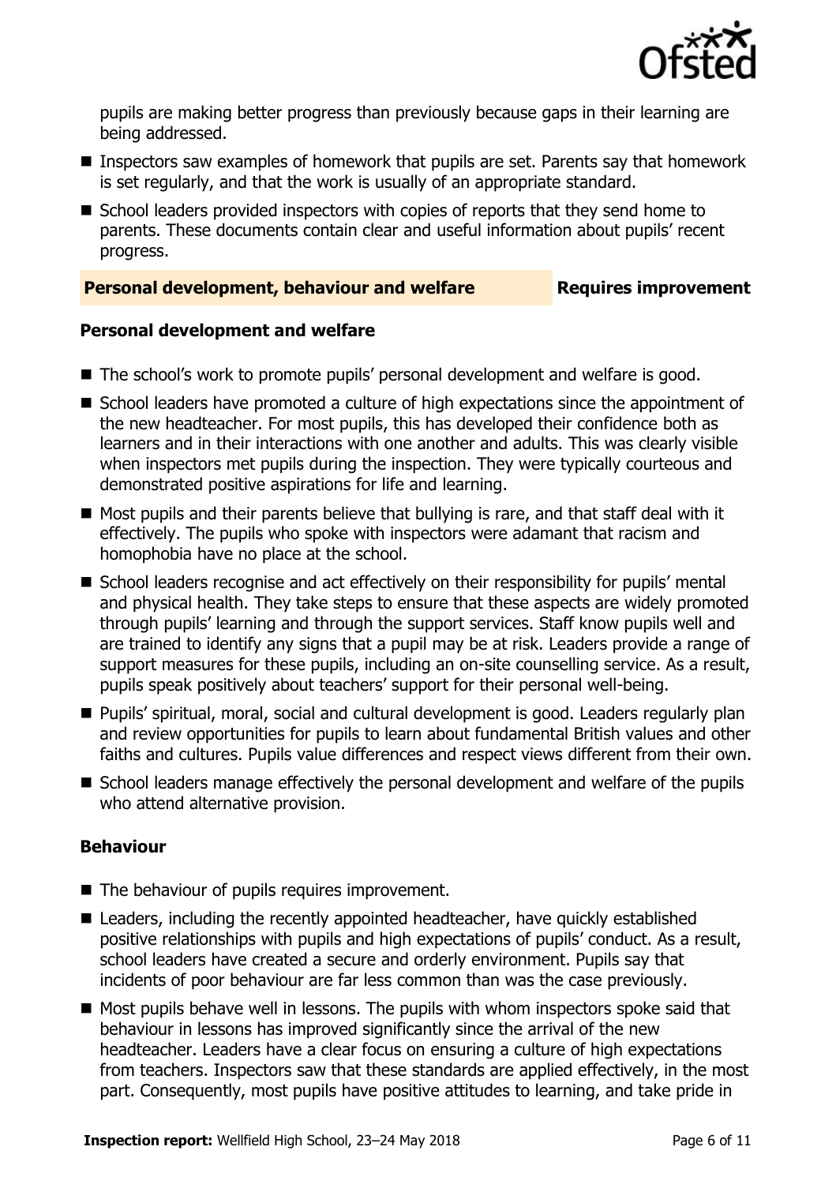pupils are making better progress than previously because gaps in their learning are being addressed.

- Inspectors saw examples of homework that pupils are set. Parents say that homework is set regularly, and that the work is usually of an appropriate standard.
- School leaders provided inspectors with copies of reports that they send home to parents. These documents contain clear and useful information about pupils' recent progress.

## Personal development, behaviour and welfare — Requires improvement

### Personal development and welfare

- The school's work to promote pupils' personal development and welfare is good.
- School leaders have promoted a culture of high expectations since the appointment of the new headteacher. For most pupils, this has developed their confidence both as learners and in their interactions with one another and adults. This was clearly visible when inspectors met pupils during the inspection. They were typically courteous and demonstrated positive aspirations for life and learning.
- Most pupils and their parents believe that bullying is rare, and that staff deal with it effectively. The pupils who spoke with inspectors were adamant that racism and homophobia have no place at the school.
- School leaders recognise and act effectively on their responsibility for pupils' mental and physical health. They take steps to ensure that these aspects are widely promoted through pupils' learning and through the support services. Staff know pupils well and are trained to identify any signs that a pupil may be at risk. Leaders provide a range of support measures for these pupils, including an on-site counselling service. As a result, pupils speak positively about teachers' support for their personal well-being.
- Pupils' spiritual, moral, social and cultural development is good. Leaders regularly plan and review opportunities for pupils to learn about fundamental British values and other faiths and cultures. Pupils value differences and respect views different from their own.
- School leaders manage effectively the personal development and welfare of the pupils who attend alternative provision.

### Behaviour

- The behaviour of pupils requires improvement.
- Leaders, including the recently appointed headteacher, have quickly established positive relationships with pupils and high expectations of pupils' conduct. As a result, school leaders have created a secure and orderly environment. Pupils say that incidents of poor behaviour are far less common than was the case previously.
- Most pupils behave well in lessons. The pupils with whom inspectors spoke said that behaviour in lessons has improved significantly since the arrival of the new headteacher. Leaders have a clear focus on ensuring a culture of high expectations from teachers. Inspectors saw that these standards are applied effectively, in the most part. Consequently, most pupils have positive attitudes to learning, and take pride in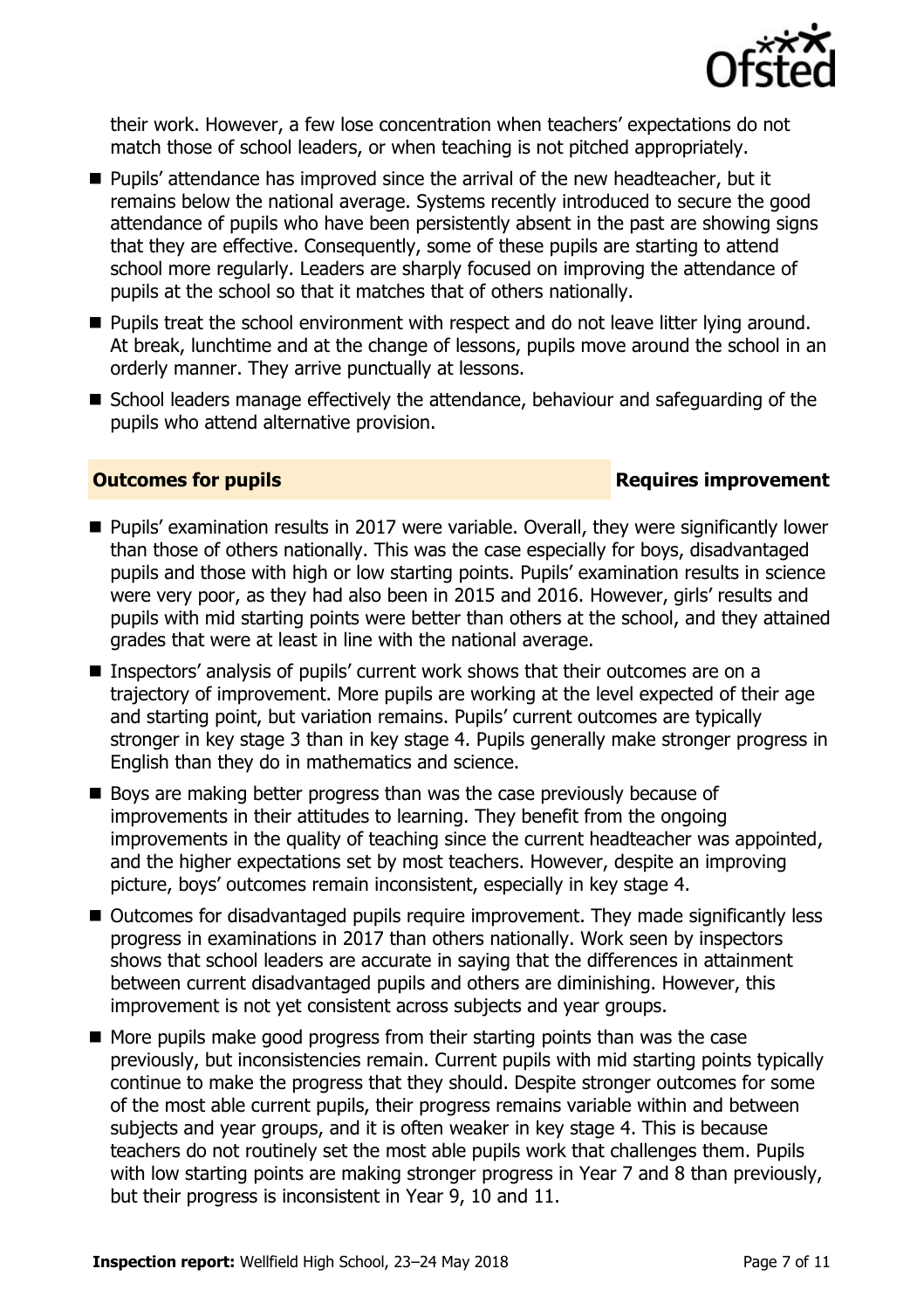their work. However, a few lose concentration when teachers' expectations do not match those of school leaders, or when teaching is not pitched appropriately.

- Pupils' attendance has improved since the arrival of the new headteacher, but it remains below the national average. Systems recently introduced to secure the good attendance of pupils who have been persistently absent in the past are showing signs that they are effective. Consequently, some of these pupils are starting to attend school more regularly. Leaders are sharply focused on improving the attendance of pupils at the school so that it matches that of others nationally.
- Pupils treat the school environment with respect and do not leave litter lying around. At break, lunchtime and at the change of lessons, pupils move around the school in an orderly manner. They arrive punctually at lessons.
- School leaders manage effectively the attendance, behaviour and safeguarding of the pupils who attend alternative provision.

## Outcomes for pupils — Requires improvement

- Pupils' examination results in 2017 were variable. Overall, they were significantly lower than those of others nationally. This was the case especially for boys, disadvantaged pupils and those with high or low starting points. Pupils' examination results in science were very poor, as they had also been in 2015 and 2016. However, girls' results and pupils with mid starting points were better than others at the school, and they attained grades that were at least in line with the national average.
- Inspectors' analysis of pupils' current work shows that their outcomes are on a trajectory of improvement. More pupils are working at the level expected of their age and starting point, but variation remains. Pupils' current outcomes are typically stronger in key stage 3 than in key stage 4. Pupils generally make stronger progress in English than they do in mathematics and science.
- Boys are making better progress than was the case previously because of improvements in their attitudes to learning. They benefit from the ongoing improvements in the quality of teaching since the current headteacher was appointed, and the higher expectations set by most teachers. However, despite an improving picture, boys' outcomes remain inconsistent, especially in key stage 4.
- Outcomes for disadvantaged pupils require improvement. They made significantly less progress in examinations in 2017 than others nationally. Work seen by inspectors shows that school leaders are accurate in saying that the differences in attainment between current disadvantaged pupils and others are diminishing. However, this improvement is not yet consistent across subjects and year groups.
- More pupils make good progress from their starting points than was the case previously, but inconsistencies remain. Current pupils with mid starting points typically continue to make the progress that they should. Despite stronger outcomes for some of the most able current pupils, their progress remains variable within and between subjects and year groups, and it is often weaker in key stage 4. This is because teachers do not routinely set the most able pupils work that challenges them. Pupils with low starting points are making stronger progress in Year 7 and 8 than previously, but their progress is inconsistent in Year 9, 10 and 11.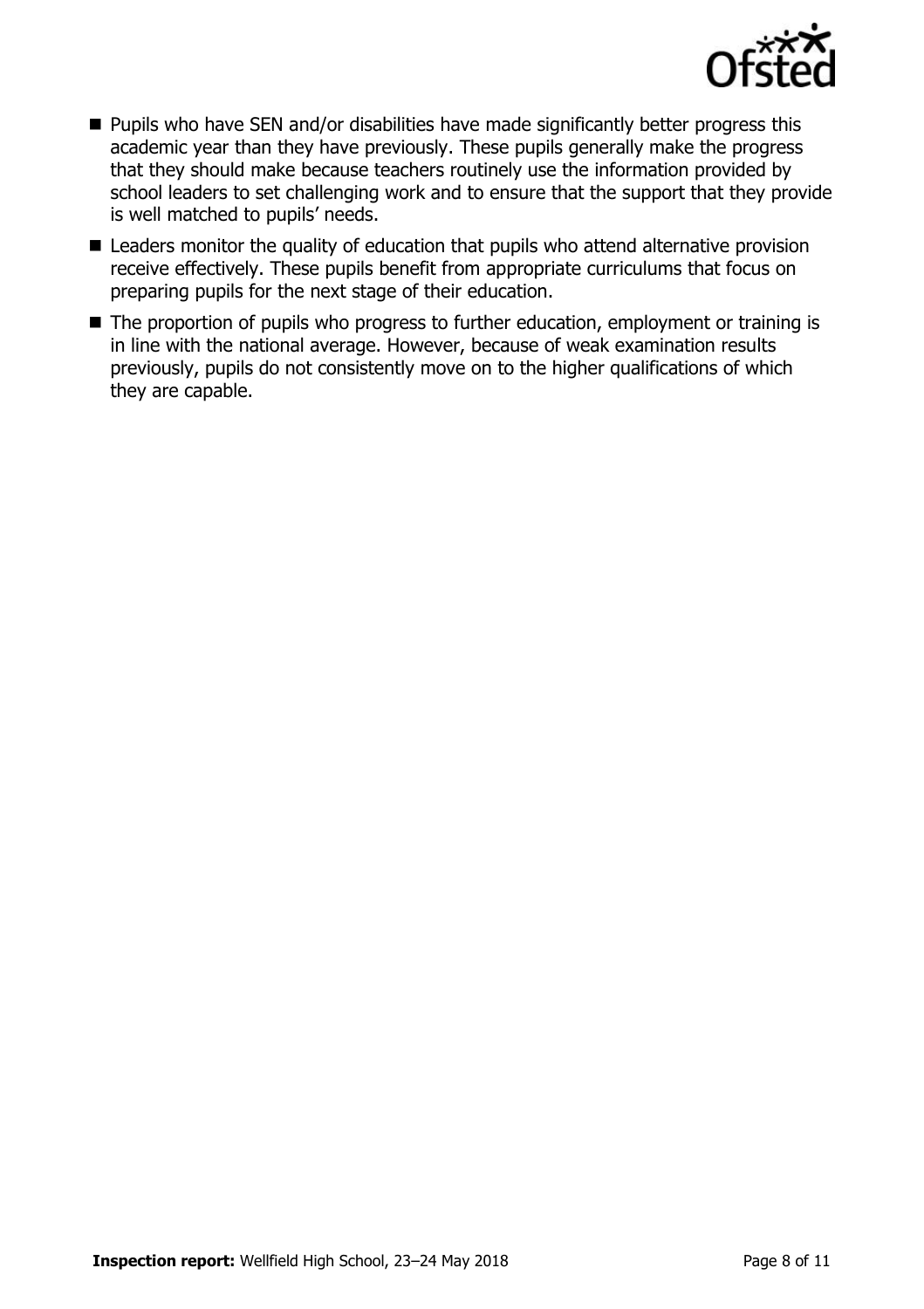- Pupils who have SEN and/or disabilities have made significantly better progress this academic year than they have previously. These pupils generally make the progress that they should make because teachers routinely use the information provided by school leaders to set challenging work and to ensure that the support that they provide is well matched to pupils' needs.
- Leaders monitor the quality of education that pupils who attend alternative provision receive effectively. These pupils benefit from appropriate curriculums that focus on preparing pupils for the next stage of their education.
- The proportion of pupils who progress to further education, employment or training is in line with the national average. However, because of weak examination results previously, pupils do not consistently move on to the higher qualifications of which they are capable.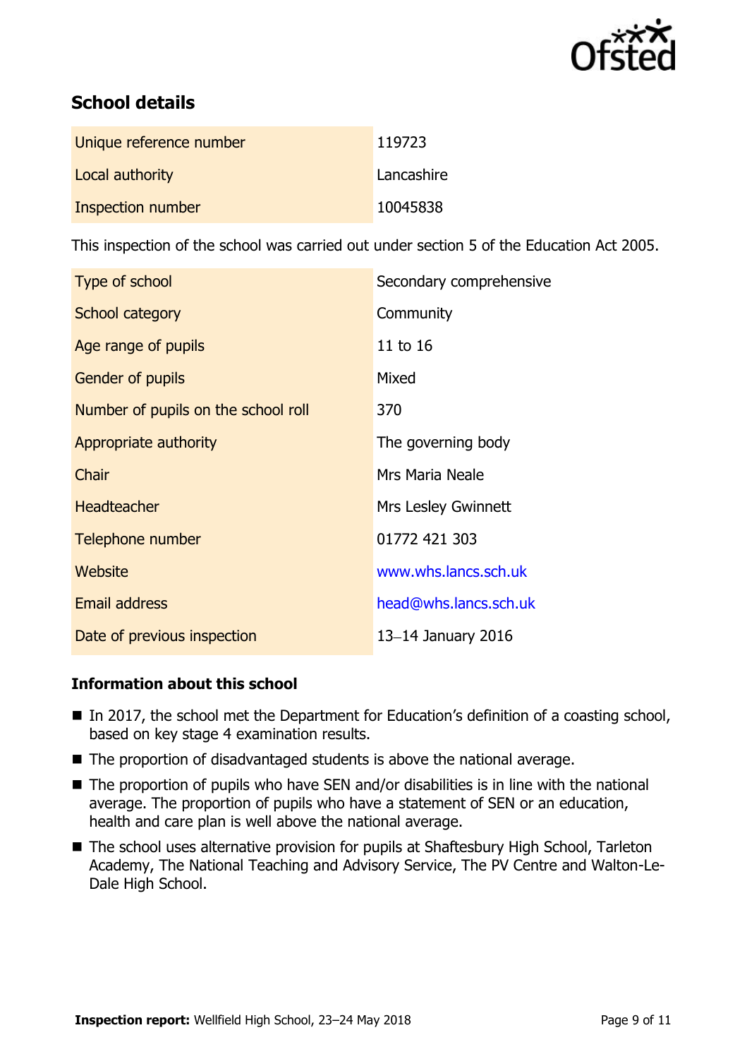## School details

| | |
|---|---|
| Unique reference number | 119723 |
| Local authority | Lancashire |
| Inspection number | 10045838 |

This inspection of the school was carried out under section 5 of the Education Act 2005.

| | |
|---|---|
| Type of school | Secondary comprehensive |
| School category | Community |
| Age range of pupils | 11 to 16 |
| Gender of pupils | Mixed |
| Number of pupils on the school roll | 370 |
| Appropriate authority | The governing body |
| Chair | Mrs Maria Neale |
| Headteacher | Mrs Lesley Gwinnett |
| Telephone number | 01772 421 303 |
| Website | www.whs.lancs.sch.uk |
| Email address | head@whs.lancs.sch.uk |
| Date of previous inspection | 13–14 January 2016 |

### Information about this school

- In 2017, the school met the Department for Education's definition of a coasting school, based on key stage 4 examination results.
- The proportion of disadvantaged students is above the national average.
- The proportion of pupils who have SEN and/or disabilities is in line with the national average. The proportion of pupils who have a statement of SEN or an education, health and care plan is well above the national average.
- The school uses alternative provision for pupils at Shaftesbury High School, Tarleton Academy, The National Teaching and Advisory Service, The PV Centre and Walton-Le-Dale High School.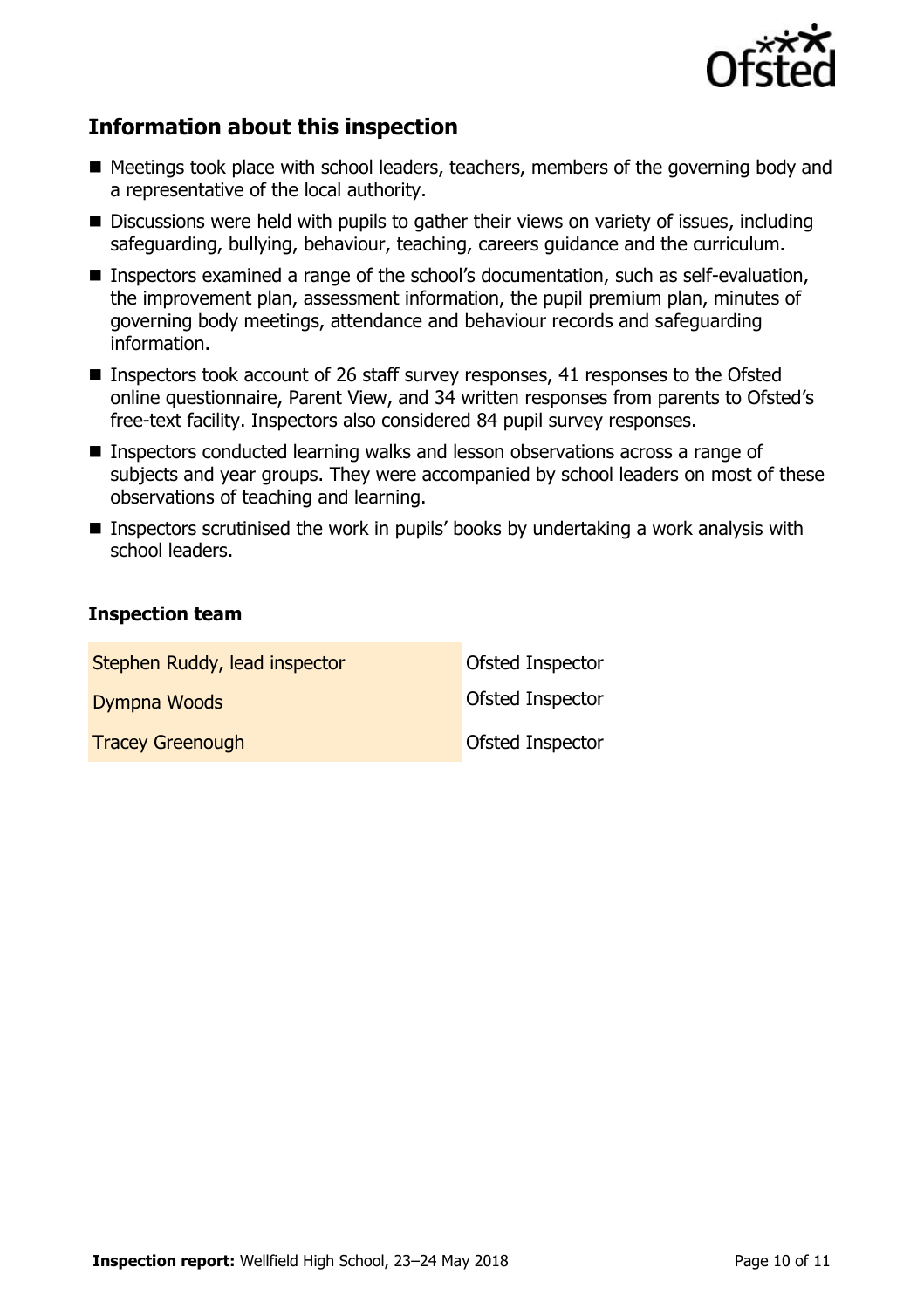## Information about this inspection

- Meetings took place with school leaders, teachers, members of the governing body and a representative of the local authority.
- Discussions were held with pupils to gather their views on variety of issues, including safeguarding, bullying, behaviour, teaching, careers guidance and the curriculum.
- Inspectors examined a range of the school's documentation, such as self-evaluation, the improvement plan, assessment information, the pupil premium plan, minutes of governing body meetings, attendance and behaviour records and safeguarding information.
- Inspectors took account of 26 staff survey responses, 41 responses to the Ofsted online questionnaire, Parent View, and 34 written responses from parents to Ofsted's free-text facility. Inspectors also considered 84 pupil survey responses.
- Inspectors conducted learning walks and lesson observations across a range of subjects and year groups. They were accompanied by school leaders on most of these observations of teaching and learning.
- Inspectors scrutinised the work in pupils' books by undertaking a work analysis with school leaders.

### Inspection team

| | |
|---|---|
| Stephen Ruddy, lead inspector | Ofsted Inspector |
| Dympna Woods | Ofsted Inspector |
| Tracey Greenough | Ofsted Inspector |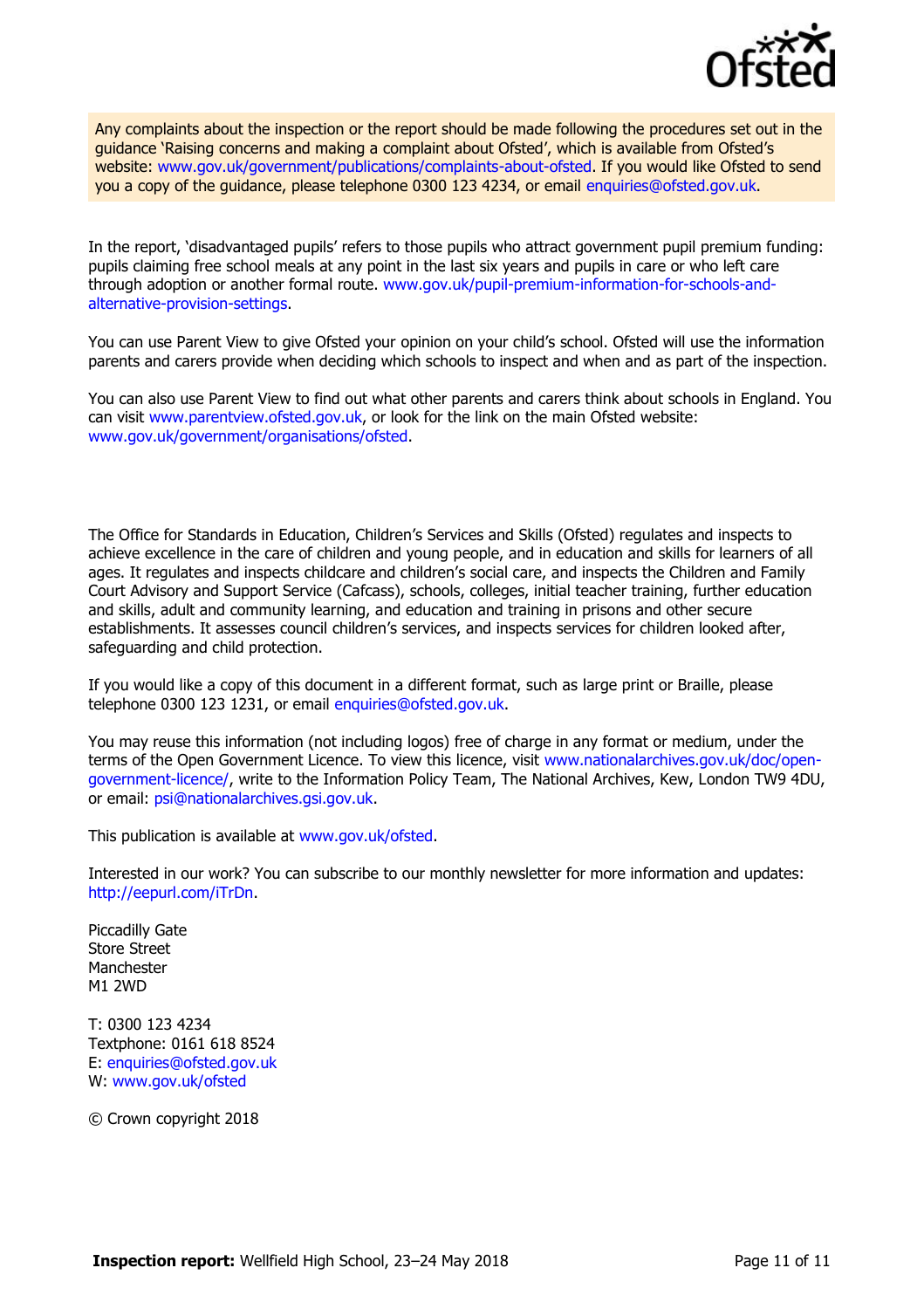Any complaints about the inspection or the report should be made following the procedures set out in the guidance 'Raising concerns and making a complaint about Ofsted', which is available from Ofsted's website: www.gov.uk/government/publications/complaints-about-ofsted. If you would like Ofsted to send you a copy of the guidance, please telephone 0300 123 4234, or email enquiries@ofsted.gov.uk.

In the report, 'disadvantaged pupils' refers to those pupils who attract government pupil premium funding: pupils claiming free school meals at any point in the last six years and pupils in care or who left care through adoption or another formal route. www.gov.uk/pupil-premium-information-for-schools-and-alternative-provision-settings.

You can use Parent View to give Ofsted your opinion on your child's school. Ofsted will use the information parents and carers provide when deciding which schools to inspect and when and as part of the inspection.

You can also use Parent View to find out what other parents and carers think about schools in England. You can visit www.parentview.ofsted.gov.uk, or look for the link on the main Ofsted website: www.gov.uk/government/organisations/ofsted.

The Office for Standards in Education, Children's Services and Skills (Ofsted) regulates and inspects to achieve excellence in the care of children and young people, and in education and skills for learners of all ages. It regulates and inspects childcare and children's social care, and inspects the Children and Family Court Advisory and Support Service (Cafcass), schools, colleges, initial teacher training, further education and skills, adult and community learning, and education and training in prisons and other secure establishments. It assesses council children's services, and inspects services for children looked after, safeguarding and child protection.

If you would like a copy of this document in a different format, such as large print or Braille, please telephone 0300 123 1231, or email enquiries@ofsted.gov.uk.

You may reuse this information (not including logos) free of charge in any format or medium, under the terms of the Open Government Licence. To view this licence, visit www.nationalarchives.gov.uk/doc/open-government-licence/, write to the Information Policy Team, The National Archives, Kew, London TW9 4DU, or email: psi@nationalarchives.gsi.gov.uk.

This publication is available at www.gov.uk/ofsted.

Interested in our work? You can subscribe to our monthly newsletter for more information and updates: http://eepurl.com/iTrDn.

Piccadilly Gate  
Store Street  
Manchester  
M1 2WD

T: 0300 123 4234  
Textphone: 0161 618 8524  
E: enquiries@ofsted.gov.uk  
W: www.gov.uk/ofsted

© Crown copyright 2018